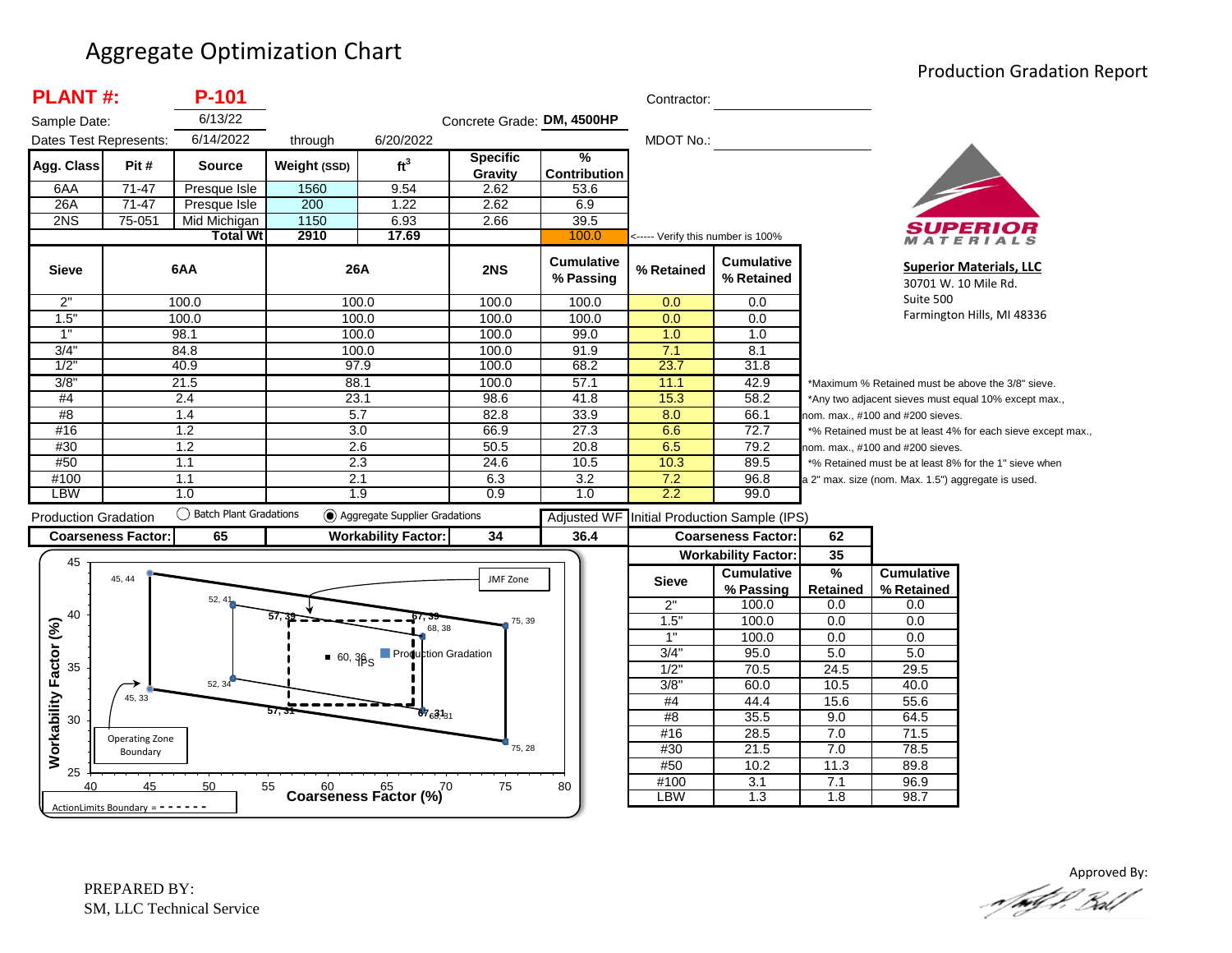# Aggregate Optimization Chart

## Production Gradation Report

**PLANT #:** **P-101**

Sample Date: 6/13/22

Dates Test Represents: 6/14/2022 through 6/20/2022

Concrete Grade: **DM, 4500HP**

Contractor:

MDOT No.:

| Agg. Class | Pit # | Source | Weight (SSD) | ft$^3$ | Specific Gravity | % Contribution |
|---|---|---|---|---|---|---|
| 6AA | 71-47 | Presque Isle | 1560 | 9.54 | 2.62 | 53.6 |
| 26A | 71-47 | Presque Isle | 200 | 1.22 | 2.62 | 6.9 |
| 2NS | 75-051 | Mid Michigan | 1150 | 6.93 | 2.66 | 39.5 |
| | | **Total Wt** | **2910** | **17.69** | | 100.0 |

<----- Verify this number is 100%

| Sieve | 6AA | 26A | 2NS | Cumulative % Passing | % Retained | Cumulative % Retained |
|---|---|---|---|---|---|---|
| 2" | 100.0 | 100.0 | 100.0 | 100.0 | 0.0 | 0.0 |
| 1.5" | 100.0 | 100.0 | 100.0 | 100.0 | 0.0 | 0.0 |
| 1" | 98.1 | 100.0 | 100.0 | 99.0 | 1.0 | 1.0 |
| 3/4" | 84.8 | 100.0 | 100.0 | 91.9 | 7.1 | 8.1 |
| 1/2" | 40.9 | 97.9 | 100.0 | 68.2 | 23.7 | 31.8 |
| 3/8" | 21.5 | 88.1 | 100.0 | 57.1 | 11.1 | 42.9 |
| #4 | 2.4 | 23.1 | 98.6 | 41.8 | 15.3 | 58.2 |
| #8 | 1.4 | 5.7 | 82.8 | 33.9 | 8.0 | 66.1 |
| #16 | 1.2 | 3.0 | 66.9 | 27.3 | 6.6 | 72.7 |
| #30 | 1.2 | 2.6 | 50.5 | 20.8 | 6.5 | 79.2 |
| #50 | 1.1 | 2.3 | 24.6 | 10.5 | 10.3 | 89.5 |
| #100 | 1.1 | 2.1 | 6.3 | 3.2 | 7.2 | 96.8 |
| LBW | 1.0 | 1.9 | 0.9 | 1.0 | 2.2 | 99.0 |

*Maximum % Retained must be above the 3/8" sieve.

*Any two adjacent sieves must equal 10% except max., nom. max., #100 and #200 sieves.

*% Retained must be at least 4% for each sieve except max., nom. max., #100 and #200 sieves.

*% Retained must be at least 8% for the 1" sieve when a 2" max. size (nom. Max. 1.5") aggregate is used.

Production Gradation ○ Batch Plant Gradations ◉ Aggregate Supplier Gradations

| Coarseness Factor: | 65 | Workability Factor: | 34 | Adjusted WF 36.4 |
|---|---|---|---|---|

**Initial Production Sample (IPS)**

| Coarseness Factor: | 62 |
|---|---|
| Workability Factor: | 35 |

| Sieve | Cumulative % Passing | % Retained | Cumulative % Retained |
|---|---|---|---|
| 2" | 100.0 | 0.0 | 0.0 |
| 1.5" | 100.0 | 0.0 | 0.0 |
| 1" | 100.0 | 0.0 | 0.0 |
| 3/4" | 95.0 | 5.0 | 5.0 |
| 1/2" | 70.5 | 24.5 | 29.5 |
| 3/8" | 60.0 | 10.5 | 40.0 |
| #4 | 44.4 | 15.6 | 55.6 |
| #8 | 35.5 | 9.0 | 64.5 |
| #16 | 28.5 | 7.0 | 71.5 |
| #30 | 21.5 | 7.0 | 78.5 |
| #50 | 10.2 | 11.3 | 89.8 |
| #100 | 3.1 | 7.1 | 96.9 |
| LBW | 1.3 | 1.8 | 98.7 |

**Superior Materials, LLC**
30701 W. 10 Mile Rd.
Suite 500
Farmington Hills, MI 48336

PREPARED BY:
SM, LLC Technical Service

Approved By: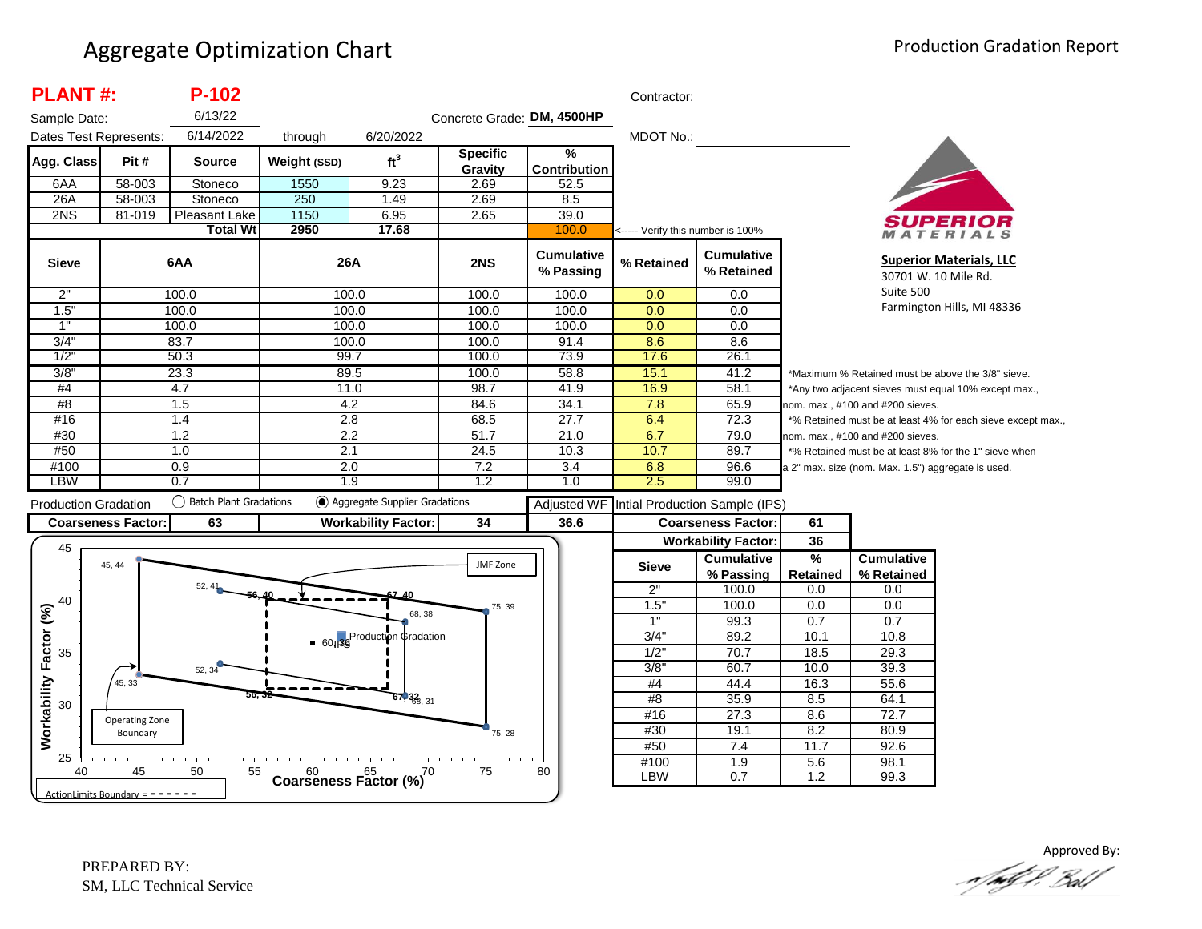# Aggregate Optimization Chart

Production Gradation Report

**PLANT #:** **P-102**

Sample Date: 6/13/22

Dates Test Represents: 6/14/2022 through 6/20/2022

Concrete Grade: **DM, 4500HP**

Contractor: 

MDOT No.: 

| Agg. Class | Pit # | Source | Weight (SSD) | $ft^3$ | Specific Gravity | % Contribution |
|---|---|---|---|---|---|---|
| 6AA | 58-003 | Stoneco | 1550 | 9.23 | 2.69 | 52.5 |
| 26A | 58-003 | Stoneco | 250 | 1.49 | 2.69 | 8.5 |
| 2NS | 81-019 | Pleasant Lake | 1150 | 6.95 | 2.65 | 39.0 |
| | | **Total Wt** | **2950** | **17.68** | | 100.0 |

<----- Verify this number is 100%

| Sieve | 6AA | 26A | 2NS | Cumulative % Passing | % Retained | Cumulative % Retained |
|---|---|---|---|---|---|---|
| 2" | 100.0 | 100.0 | 100.0 | 100.0 | 0.0 | 0.0 |
| 1.5" | 100.0 | 100.0 | 100.0 | 100.0 | 0.0 | 0.0 |
| 1" | 100.0 | 100.0 | 100.0 | 100.0 | 0.0 | 0.0 |
| 3/4" | 83.7 | 100.0 | 100.0 | 91.4 | 8.6 | 8.6 |
| 1/2" | 50.3 | 99.7 | 100.0 | 73.9 | 17.6 | 26.1 |
| 3/8" | 23.3 | 89.5 | 100.0 | 58.8 | 15.1 | 41.2 |
| #4 | 4.7 | 11.0 | 98.7 | 41.9 | 16.9 | 58.1 |
| #8 | 1.5 | 4.2 | 84.6 | 34.1 | 7.8 | 65.9 |
| #16 | 1.4 | 2.8 | 68.5 | 27.7 | 6.4 | 72.3 |
| #30 | 1.2 | 2.2 | 51.7 | 21.0 | 6.7 | 79.0 |
| #50 | 1.0 | 2.1 | 24.5 | 10.3 | 10.7 | 89.7 |
| #100 | 0.9 | 2.0 | 7.2 | 3.4 | 6.8 | 96.6 |
| LBW | 0.7 | 1.9 | 1.2 | 1.0 | 2.5 | 99.0 |

*Maximum % Retained must be above the 3/8" sieve.
*Any two adjacent sieves must equal 10% except max., nom. max., #100 and #200 sieves.
*% Retained must be at least 4% for each sieve except max., nom. max., #100 and #200 sieves.
*% Retained must be at least 8% for the 1" sieve when a 2" max. size (nom. Max. 1.5") aggregate is used.

**Superior Materials, LLC**
30701 W. 10 Mile Rd.
Suite 500
Farmington Hills, MI 48336

Production Gradation ◯ Batch Plant Gradations ◉ Aggregate Supplier Gradations

| Coarseness Factor: | 63 | Workability Factor: | 34 | Adjusted WF: 36.6 |
|---|---|---|---|---|

Intial Production Sample (IPS)

| Coarseness Factor: | 61 |
|---|---|
| Workability Factor: | 36 |

| Sieve | Cumulative % Passing | % Retained | Cumulative % Retained |
|---|---|---|---|
| 2" | 100.0 | 0.0 | 0.0 |
| 1.5" | 100.0 | 0.0 | 0.0 |
| 1" | 99.3 | 0.7 | 0.7 |
| 3/4" | 89.2 | 10.1 | 10.8 |
| 1/2" | 70.7 | 18.5 | 29.3 |
| 3/8" | 60.7 | 10.0 | 39.3 |
| #4 | 44.4 | 16.3 | 55.6 |
| #8 | 35.9 | 8.5 | 64.1 |
| #16 | 27.3 | 8.6 | 72.7 |
| #30 | 19.1 | 8.2 | 80.9 |
| #50 | 7.4 | 11.7 | 92.6 |
| #100 | 1.9 | 5.6 | 98.1 |
| LBW | 0.7 | 1.2 | 99.3 |

Chart: Workability Factor (%) vs. Coarseness Factor (%). Operating Zone Boundary points: 45, 44; 52, 41; 75, 39; 68, 38; 52, 34; 45, 33; 68, 31; 75, 28. Action Limits Boundary points: 56, 40; 67, 40; 56, 32; 67, 32. JMF Zone. Production Gradation: 60, 36. Operating Zone Boundary. ActionLimits Boundary = - - - - - -

PREPARED BY:
SM, LLC Technical Service

Approved By: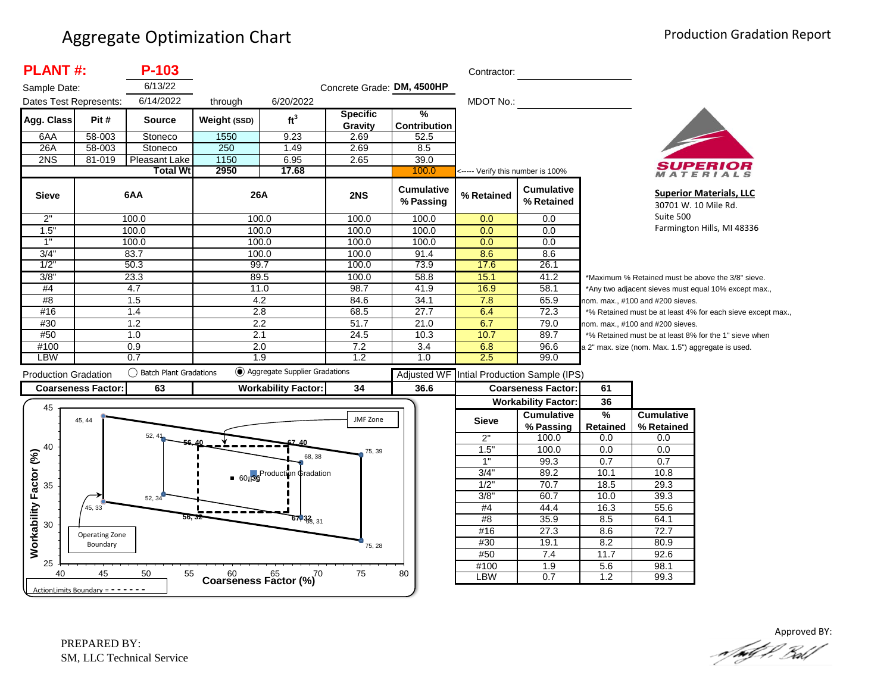# Aggregate Optimization Chart

## Production Gradation Report

**PLANT #:** **P-103**

Sample Date: 6/13/22

Dates Test Represents: 6/14/2022 through 6/20/2022

Concrete Grade: **DM, 4500HP**

Contractor:

MDOT No.:

| Agg. Class | Pit # | Source | Weight (SSD) | $ft^3$ | Specific Gravity | % Contribution |
|---|---|---|---|---|---|---|
| 6AA | 58-003 | Stoneco | 1550 | 9.23 | 2.69 | 52.5 |
| 26A | 58-003 | Stoneco | 250 | 1.49 | 2.69 | 8.5 |
| 2NS | 81-019 | Pleasant Lake | 1150 | 6.95 | 2.65 | 39.0 |
| | | **Total Wt** | **2950** | **17.68** | | 100.0 |

<----- Verify this number is 100%

| Sieve | 6AA | 26A | 2NS | Cumulative % Passing | % Retained | Cumulative % Retained |
|---|---|---|---|---|---|---|
| 2" | 100.0 | 100.0 | 100.0 | 100.0 | 0.0 | 0.0 |
| 1.5" | 100.0 | 100.0 | 100.0 | 100.0 | 0.0 | 0.0 |
| 1" | 100.0 | 100.0 | 100.0 | 100.0 | 0.0 | 0.0 |
| 3/4" | 83.7 | 100.0 | 100.0 | 91.4 | 8.6 | 8.6 |
| 1/2" | 50.3 | 99.7 | 100.0 | 73.9 | 17.6 | 26.1 |
| 3/8" | 23.3 | 89.5 | 100.0 | 58.8 | 15.1 | 41.2 |
| #4 | 4.7 | 11.0 | 98.7 | 41.9 | 16.9 | 58.1 |
| #8 | 1.5 | 4.2 | 84.6 | 34.1 | 7.8 | 65.9 |
| #16 | 1.4 | 2.8 | 68.5 | 27.7 | 6.4 | 72.3 |
| #30 | 1.2 | 2.2 | 51.7 | 21.0 | 6.7 | 79.0 |
| #50 | 1.0 | 2.1 | 24.5 | 10.3 | 10.7 | 89.7 |
| #100 | 0.9 | 2.0 | 7.2 | 3.4 | 6.8 | 96.6 |
| LBW | 0.7 | 1.9 | 1.2 | 1.0 | 2.5 | 99.0 |

*Maximum % Retained must be above the 3/8" sieve.
*Any two adjacent sieves must equal 10% except max., nom. max., #100 and #200 sieves.
*% Retained must be at least 4% for each sieve except max., nom. max., #100 and #200 sieves.
*% Retained must be at least 8% for the 1" sieve when a 2" max. size (nom. Max. 1.5") aggregate is used.

**Superior Materials, LLC**
30701 W. 10 Mile Rd.
Suite 500
Farmington Hills, MI 48336

Production Gradation ( ) Batch Plant Gradations (●) Aggregate Supplier Gradations

| Coarseness Factor: | 63 | Workability Factor: | 34 | Adjusted WF 36.6 |
|---|---|---|---|---|

Intial Production Sample (IPS)

| Coarseness Factor: | 61 |
|---|---|
| Workability Factor: | 36 |

| Sieve | Cumulative % Passing | % Retained | Cumulative % Retained |
|---|---|---|---|
| 2" | 100.0 | 0.0 | 0.0 |
| 1.5" | 100.0 | 0.0 | 0.0 |
| 1" | 99.3 | 0.7 | 0.7 |
| 3/4" | 89.2 | 10.1 | 10.8 |
| 1/2" | 70.7 | 18.5 | 29.3 |
| 3/8" | 60.7 | 10.0 | 39.3 |
| #4 | 44.4 | 16.3 | 55.6 |
| #8 | 35.9 | 8.5 | 64.1 |
| #16 | 27.3 | 8.6 | 72.7 |
| #30 | 19.1 | 8.2 | 80.9 |
| #50 | 7.4 | 11.7 | 92.6 |
| #100 | 1.9 | 5.6 | 98.1 |
| LBW | 0.7 | 1.2 | 99.3 |

Chart: Workability Factor (%) vs. Coarseness Factor (%). Operating Zone Boundary points: 45, 44; 52, 41; 75, 39; 68, 38; 52, 34; 45, 33; 68, 31; 75, 28. Action Limits Boundary points: 56, 40; 67, 40; 56, 32; 67, 32. JMF Zone. Production Gradation. 60, 36.

ActionLimits Boundary = - - - - - - -

PREPARED BY:
SM, LLC Technical Service

Approved BY: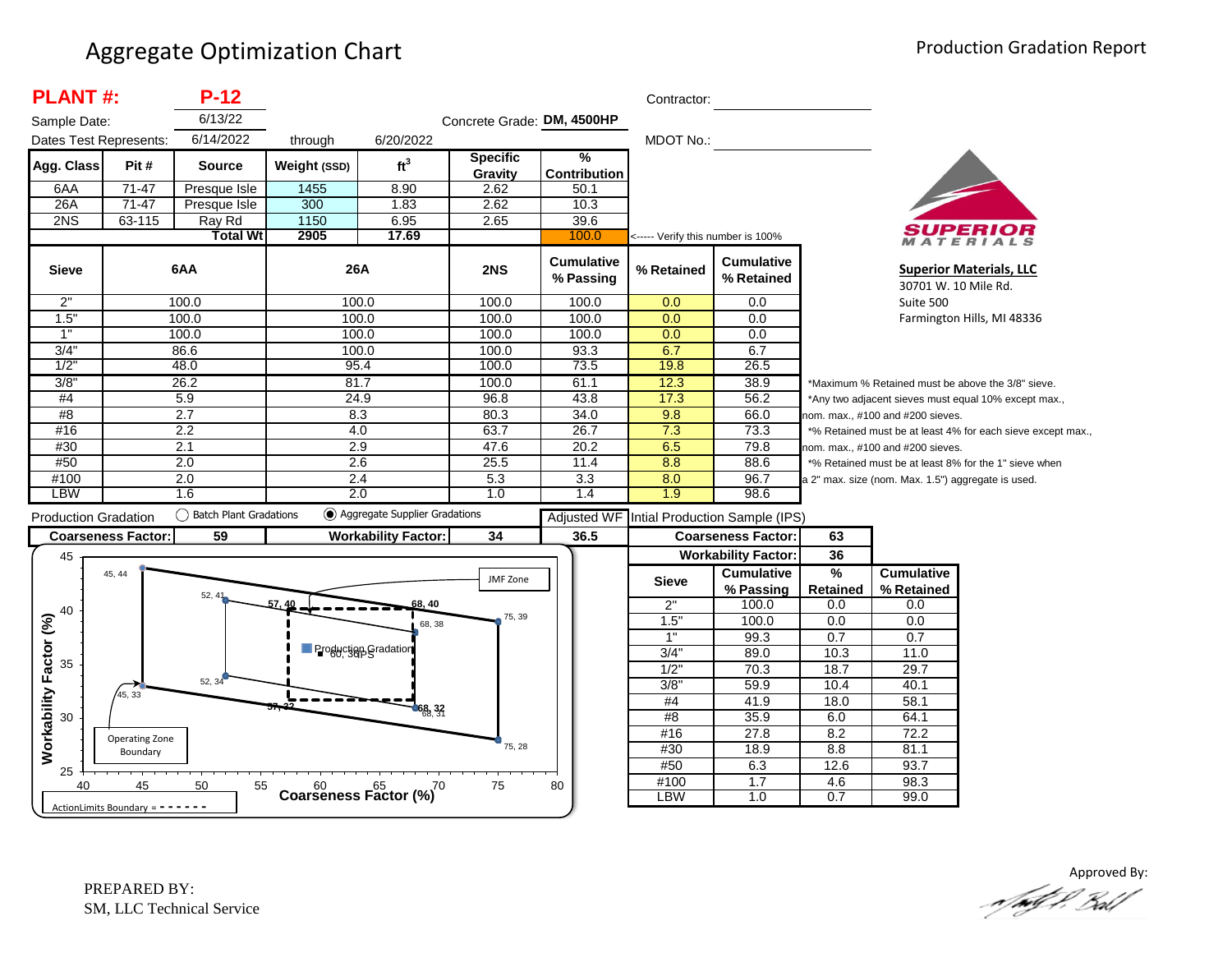# Aggregate Optimization Chart

Production Gradation Report

**PLANT #:** **P-12**

Sample Date: 6/13/22

Dates Test Represents: 6/14/2022 through 6/20/2022

Concrete Grade: **DM, 4500HP**

Contractor:

MDOT No.:

| Agg. Class | Pit # | Source | Weight (SSD) | $ft^3$ | Specific Gravity | % Contribution |
|---|---|---|---|---|---|---|
| 6AA | 71-47 | Presque Isle | 1455 | 8.90 | 2.62 | 50.1 |
| 26A | 71-47 | Presque Isle | 300 | 1.83 | 2.62 | 10.3 |
| 2NS | 63-115 | Ray Rd | 1150 | 6.95 | 2.65 | 39.6 |
| | | **Total Wt** | **2905** | **17.69** | | 100.0 |

<----- Verify this number is 100%

| Sieve | 6AA | 26A | 2NS | Cumulative % Passing | % Retained | Cumulative % Retained |
|---|---|---|---|---|---|---|
| 2" | 100.0 | 100.0 | 100.0 | 100.0 | 0.0 | 0.0 |
| 1.5" | 100.0 | 100.0 | 100.0 | 100.0 | 0.0 | 0.0 |
| 1" | 100.0 | 100.0 | 100.0 | 100.0 | 0.0 | 0.0 |
| 3/4" | 86.6 | 100.0 | 100.0 | 93.3 | 6.7 | 6.7 |
| 1/2" | 48.0 | 95.4 | 100.0 | 73.5 | 19.8 | 26.5 |
| 3/8" | 26.2 | 81.7 | 100.0 | 61.1 | 12.3 | 38.9 |
| #4 | 5.9 | 24.9 | 96.8 | 43.8 | 17.3 | 56.2 |
| #8 | 2.7 | 8.3 | 80.3 | 34.0 | 9.8 | 66.0 |
| #16 | 2.2 | 4.0 | 63.7 | 26.7 | 7.3 | 73.3 |
| #30 | 2.1 | 2.9 | 47.6 | 20.2 | 6.5 | 79.8 |
| #50 | 2.0 | 2.6 | 25.5 | 11.4 | 8.8 | 88.6 |
| #100 | 2.0 | 2.4 | 5.3 | 3.3 | 8.0 | 96.7 |
| LBW | 1.6 | 2.0 | 1.0 | 1.4 | 1.9 | 98.6 |

*Maximum % Retained must be above the 3/8" sieve.
*Any two adjacent sieves must equal 10% except max., nom. max., #100 and #200 sieves.
*% Retained must be at least 4% for each sieve except max., nom. max., #100 and #200 sieves.
*% Retained must be at least 8% for the 1" sieve when a 2" max. size (nom. Max. 1.5") aggregate is used.

**Superior Materials, LLC**
30701 W. 10 Mile Rd.
Suite 500
Farmington Hills, MI 48336

Production Gradation ◯ Batch Plant Gradations ◉ Aggregate Supplier Gradations

| Coarseness Factor: | 59 | Workability Factor: | 34 | Adjusted WF | 36.5 |
|---|---|---|---|---|---|

Intial Production Sample (IPS)

| Coarseness Factor: | 63 |
|---|---|
| Workability Factor: | 36 |

| Sieve | Cumulative % Passing | % Retained | Cumulative % Retained |
|---|---|---|---|
| 2" | 100.0 | 0.0 | 0.0 |
| 1.5" | 100.0 | 0.0 | 0.0 |
| 1" | 99.3 | 0.7 | 0.7 |
| 3/4" | 89.0 | 10.3 | 11.0 |
| 1/2" | 70.3 | 18.7 | 29.7 |
| 3/8" | 59.9 | 10.4 | 40.1 |
| #4 | 41.9 | 18.0 | 58.1 |
| #8 | 35.9 | 6.0 | 64.1 |
| #16 | 27.8 | 8.2 | 72.2 |
| #30 | 18.9 | 8.8 | 81.1 |
| #50 | 6.3 | 12.6 | 93.7 |
| #100 | 1.7 | 4.6 | 98.3 |
| LBW | 1.0 | 0.7 | 99.0 |

Chart: Workability Factor (%) vs. Coarseness Factor (%). Operating Zone Boundary points: 45, 44; 52, 41; 75, 39; 75, 28; 52, 34; 45, 33. Action Limits Boundary points: 57, 40; 68, 40; 68, 32; 57, 32. JMF Zone: 68, 38; 68, 31. Production Gradation: 60, 36 (IPS). ActionLimits Boundary = - - - - - -

PREPARED BY:
SM, LLC Technical Service

Approved By: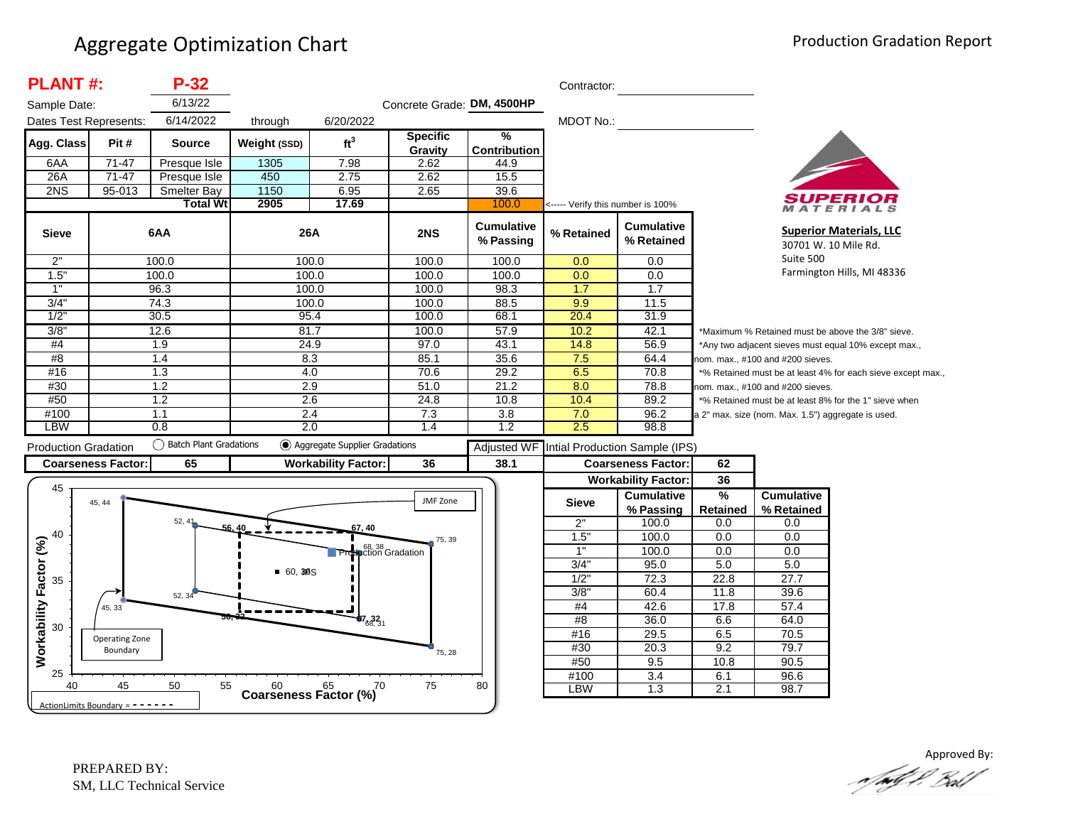# Aggregate Optimization Chart

Production Gradation Report

**PLANT #:** **P-32**

Sample Date: 6/13/22

Dates Test Represents: 6/14/2022 through 6/20/2022

Concrete Grade: **DM, 4500HP**

Contractor:

MDOT No.:

| Agg. Class | Pit # | Source | Weight (SSD) | ft$^3$ | Specific Gravity | % Contribution |
|---|---|---|---|---|---|---|
| 6AA | 71-47 | Presque Isle | 1305 | 7.98 | 2.62 | 44.9 |
| 26A | 71-47 | Presque Isle | 450 | 2.75 | 2.62 | 15.5 |
| 2NS | 95-013 | Smelter Bay | 1150 | 6.95 | 2.65 | 39.6 |
| | | **Total Wt** | **2905** | **17.69** | | 100.0 |

<----- Verify this number is 100%

| Sieve | 6AA | 26A | 2NS | Cumulative % Passing | % Retained | Cumulative % Retained |
|---|---|---|---|---|---|---|
| 2" | 100.0 | 100.0 | 100.0 | 100.0 | 0.0 | 0.0 |
| 1.5" | 100.0 | 100.0 | 100.0 | 100.0 | 0.0 | 0.0 |
| 1" | 96.3 | 100.0 | 100.0 | 98.3 | 1.7 | 1.7 |
| 3/4" | 74.3 | 100.0 | 100.0 | 88.5 | 9.9 | 11.5 |
| 1/2" | 30.5 | 95.4 | 100.0 | 68.1 | 20.4 | 31.9 |
| 3/8" | 12.6 | 81.7 | 100.0 | 57.9 | 10.2 | 42.1 |
| #4 | 1.9 | 24.9 | 97.0 | 43.1 | 14.8 | 56.9 |
| #8 | 1.4 | 8.3 | 85.1 | 35.6 | 7.5 | 64.4 |
| #16 | 1.3 | 4.0 | 70.6 | 29.2 | 6.5 | 70.8 |
| #30 | 1.2 | 2.9 | 51.0 | 21.2 | 8.0 | 78.8 |
| #50 | 1.2 | 2.6 | 24.8 | 10.8 | 10.4 | 89.2 |
| #100 | 1.1 | 2.4 | 7.3 | 3.8 | 7.0 | 96.2 |
| LBW | 0.8 | 2.0 | 1.4 | 1.2 | 2.5 | 98.8 |

*Maximum % Retained must be above the 3/8" sieve.
*Any two adjacent sieves must equal 10% except max., nom. max., #100 and #200 sieves.
*% Retained must be at least 4% for each sieve except max., nom. max., #100 and #200 sieves.
*% Retained must be at least 8% for the 1" sieve when a 2" max. size (nom. Max. 1.5") aggregate is used.

**Superior Materials, LLC**
30701 W. 10 Mile Rd.
Suite 500
Farmington Hills, MI 48336

Production Gradation: ◯ Batch Plant Gradations ◉ Aggregate Supplier Gradations

| Coarseness Factor: | 65 | Workability Factor: | 36 | Adjusted WF: 38.1 |
|---|---|---|---|---|

Intial Production Sample (IPS)

| Coarseness Factor: | 62 |
|---|---|
| Workability Factor: | 36 |

| Sieve | Cumulative % Passing | % Retained | Cumulative % Retained |
|---|---|---|---|
| 2" | 100.0 | 0.0 | 0.0 |
| 1.5" | 100.0 | 0.0 | 0.0 |
| 1" | 100.0 | 0.0 | 0.0 |
| 3/4" | 95.0 | 5.0 | 5.0 |
| 1/2" | 72.3 | 22.8 | 27.7 |
| 3/8" | 60.4 | 11.8 | 39.6 |
| #4 | 42.6 | 17.8 | 57.4 |
| #8 | 36.0 | 6.6 | 64.0 |
| #16 | 29.5 | 6.5 | 70.5 |
| #30 | 20.3 | 9.2 | 79.7 |
| #50 | 9.5 | 10.8 | 90.5 |
| #100 | 3.4 | 6.1 | 96.6 |
| LBW | 1.3 | 2.1 | 98.7 |

PREPARED BY:
SM, LLC Technical Service

Approved By: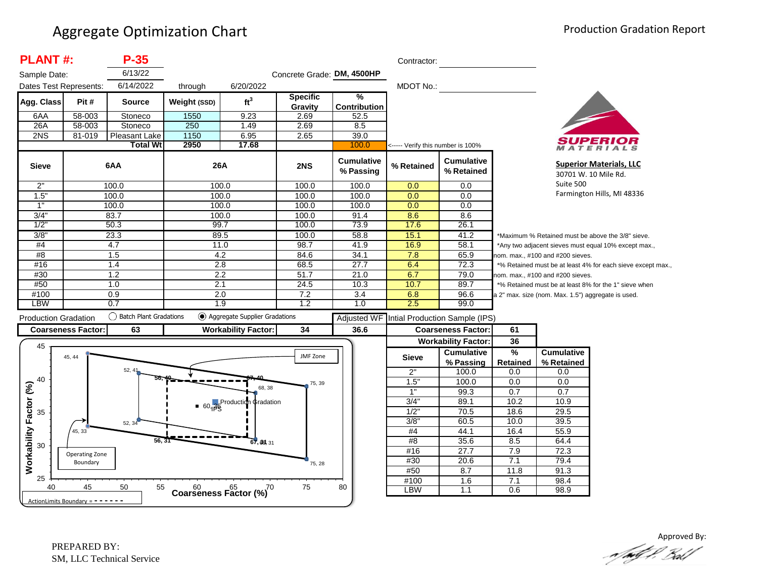# Aggregate Optimization Chart

Production Gradation Report

**PLANT #:** **P-35**

Sample Date: 6/13/22

Dates Test Represents: 6/14/2022 through 6/20/2022

Concrete Grade: **DM, 4500HP**

Contractor:

MDOT No.:

| Agg. Class | Pit # | Source | Weight (SSD) | $ft^3$ | Specific Gravity | % Contribution |
|---|---|---|---|---|---|---|
| 6AA | 58-003 | Stoneco | 1550 | 9.23 | 2.69 | 52.5 |
| 26A | 58-003 | Stoneco | 250 | 1.49 | 2.69 | 8.5 |
| 2NS | 81-019 | Pleasant Lake | 1150 | 6.95 | 2.65 | 39.0 |
| | | **Total Wt** | **2950** | **17.68** | | 100.0 |

<----- Verify this number is 100%

| Sieve | 6AA | 26A | 2NS | Cumulative % Passing | % Retained | Cumulative % Retained |
|---|---|---|---|---|---|---|
| 2" | 100.0 | 100.0 | 100.0 | 100.0 | 0.0 | 0.0 |
| 1.5" | 100.0 | 100.0 | 100.0 | 100.0 | 0.0 | 0.0 |
| 1" | 100.0 | 100.0 | 100.0 | 100.0 | 0.0 | 0.0 |
| 3/4" | 83.7 | 100.0 | 100.0 | 91.4 | 8.6 | 8.6 |
| 1/2" | 50.3 | 99.7 | 100.0 | 73.9 | 17.6 | 26.1 |
| 3/8" | 23.3 | 89.5 | 100.0 | 58.8 | 15.1 | 41.2 |
| #4 | 4.7 | 11.0 | 98.7 | 41.9 | 16.9 | 58.1 |
| #8 | 1.5 | 4.2 | 84.6 | 34.1 | 7.8 | 65.9 |
| #16 | 1.4 | 2.8 | 68.5 | 27.7 | 6.4 | 72.3 |
| #30 | 1.2 | 2.2 | 51.7 | 21.0 | 6.7 | 79.0 |
| #50 | 1.0 | 2.1 | 24.5 | 10.3 | 10.7 | 89.7 |
| #100 | 0.9 | 2.0 | 7.2 | 3.4 | 6.8 | 96.6 |
| LBW | 0.7 | 1.9 | 1.2 | 1.0 | 2.5 | 99.0 |

*Maximum % Retained must be above the 3/8" sieve.
*Any two adjacent sieves must equal 10% except max., nom. max., #100 and #200 sieves.
*% Retained must be at least 4% for each sieve except max., nom. max., #100 and #200 sieves.
*% Retained must be at least 8% for the 1" sieve when a 2" max. size (nom. Max. 1.5") aggregate is used.

**Superior Materials, LLC**
30701 W. 10 Mile Rd.
Suite 500
Farmington Hills, MI 48336

Production Gradation ○ Batch Plant Gradations ◉ Aggregate Supplier Gradations

| **Coarseness Factor:** | 63 | **Workability Factor:** | 34 | Adjusted WF: 36.6 |
|---|---|---|---|---|

Intial Production Sample (IPS)

| **Coarseness Factor:** | 61 |
|---|---|
| **Workability Factor:** | 36 |

| Sieve | Cumulative % Passing | % Retained | Cumulative % Retained |
|---|---|---|---|
| 2" | 100.0 | 0.0 | 0.0 |
| 1.5" | 100.0 | 0.0 | 0.0 |
| 1" | 99.3 | 0.7 | 0.7 |
| 3/4" | 89.1 | 10.2 | 10.9 |
| 1/2" | 70.5 | 18.6 | 29.5 |
| 3/8" | 60.5 | 10.0 | 39.5 |
| #4 | 44.1 | 16.4 | 55.9 |
| #8 | 35.6 | 8.5 | 64.4 |
| #16 | 27.7 | 7.9 | 72.3 |
| #30 | 20.6 | 7.1 | 79.4 |
| #50 | 8.7 | 11.8 | 91.3 |
| #100 | 1.6 | 7.1 | 98.4 |
| LBW | 1.1 | 0.6 | 98.9 |

Chart: Workability Factor (%) vs. Coarseness Factor (%) — JMF Zone points: 45, 44; 52, 41; 56, 40; 67, 40; 68, 38; 75, 39; 45, 33; 52, 34; 56, 31; 67, 31; 75, 28. Production Gradation; 60, 36 IPS. Operating Zone Boundary. ActionLimits Boundary = - - - - - -

PREPARED BY:
SM, LLC Technical Service

Approved By: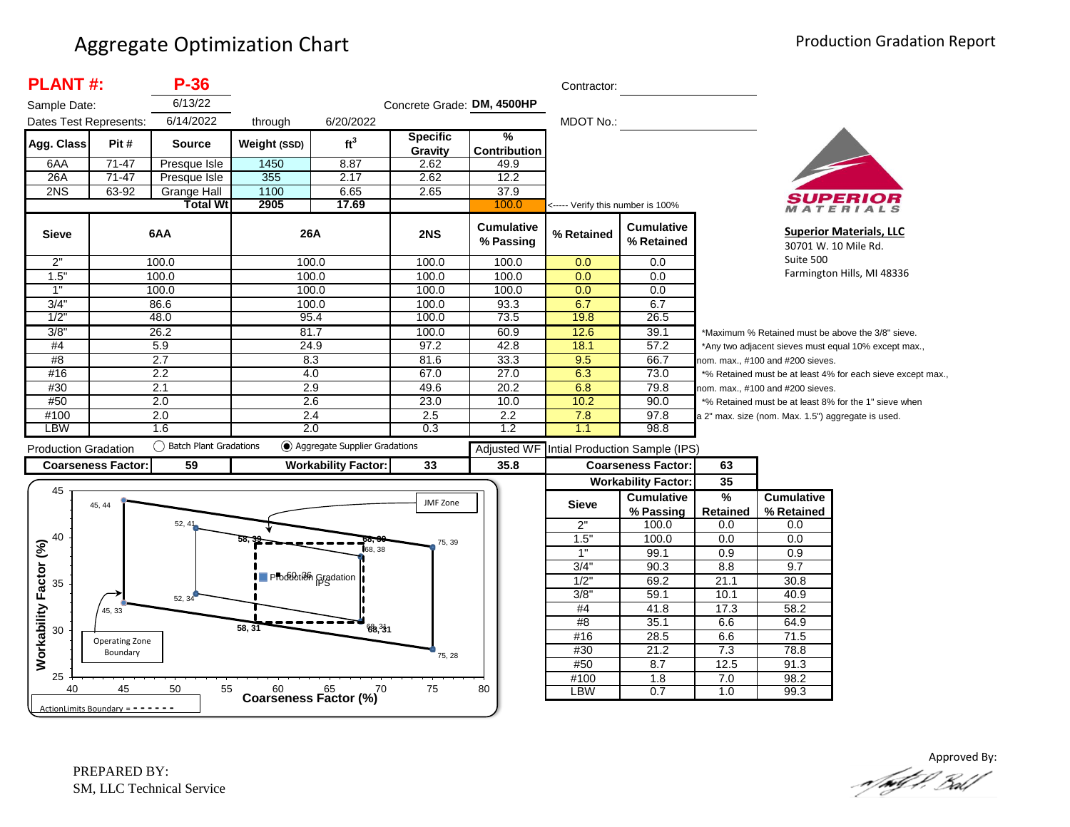# Aggregate Optimization Chart

Production Gradation Report

**PLANT #:** **P-36**

Sample Date: 6/13/22

Dates Test Represents: 6/14/2022 through 6/20/2022

Concrete Grade: **DM, 4500HP**

Contractor:

MDOT No.:

| Agg. Class | Pit # | Source | Weight (SSD) | ft$^3$ | Specific Gravity | % Contribution |
|---|---|---|---|---|---|---|
| 6AA | 71-47 | Presque Isle | 1450 | 8.87 | 2.62 | 49.9 |
| 26A | 71-47 | Presque Isle | 355 | 2.17 | 2.62 | 12.2 |
| 2NS | 63-92 | Grange Hall | 1100 | 6.65 | 2.65 | 37.9 |
| | | **Total Wt** | **2905** | **17.69** | | 100.0 |

<----- Verify this number is 100%

| Sieve | 6AA | 26A | 2NS | Cumulative % Passing | % Retained | Cumulative % Retained |
|---|---|---|---|---|---|---|
| 2" | 100.0 | 100.0 | 100.0 | 100.0 | 0.0 | 0.0 |
| 1.5" | 100.0 | 100.0 | 100.0 | 100.0 | 0.0 | 0.0 |
| 1" | 100.0 | 100.0 | 100.0 | 100.0 | 0.0 | 0.0 |
| 3/4" | 86.6 | 100.0 | 100.0 | 93.3 | 6.7 | 6.7 |
| 1/2" | 48.0 | 95.4 | 100.0 | 73.5 | 19.8 | 26.5 |
| 3/8" | 26.2 | 81.7 | 100.0 | 60.9 | 12.6 | 39.1 |
| #4 | 5.9 | 24.9 | 97.2 | 42.8 | 18.1 | 57.2 |
| #8 | 2.7 | 8.3 | 81.6 | 33.3 | 9.5 | 66.7 |
| #16 | 2.2 | 4.0 | 67.0 | 27.0 | 6.3 | 73.0 |
| #30 | 2.1 | 2.9 | 49.6 | 20.2 | 6.8 | 79.8 |
| #50 | 2.0 | 2.6 | 23.0 | 10.0 | 10.2 | 90.0 |
| #100 | 2.0 | 2.4 | 2.5 | 2.2 | 7.8 | 97.8 |
| LBW | 1.6 | 2.0 | 0.3 | 1.2 | 1.1 | 98.8 |

*Maximum % Retained must be above the 3/8" sieve.
*Any two adjacent sieves must equal 10% except max., nom. max., #100 and #200 sieves.
*% Retained must be at least 4% for each sieve except max., nom. max., #100 and #200 sieves.
*% Retained must be at least 8% for the 1" sieve when a 2" max. size (nom. Max. 1.5") aggregate is used.

**Superior Materials, LLC**
30701 W. 10 Mile Rd.
Suite 500
Farmington Hills, MI 48336

Production Gradation: ◯ Batch Plant Gradations ◉ Aggregate Supplier Gradations

| Coarseness Factor: | 59 | Workability Factor: | 33 | Adjusted WF: 35.8 |
|---|---|---|---|---|

Intial Production Sample (IPS)

| Coarseness Factor: | 63 |
|---|---|
| **Workability Factor:** | **35** |

| Sieve | Cumulative % Passing | % Retained | Cumulative % Retained |
|---|---|---|---|
| 2" | 100.0 | 0.0 | 0.0 |
| 1.5" | 100.0 | 0.0 | 0.0 |
| 1" | 99.1 | 0.9 | 0.9 |
| 3/4" | 90.3 | 8.8 | 9.7 |
| 1/2" | 69.2 | 21.1 | 30.8 |
| 3/8" | 59.1 | 10.1 | 40.9 |
| #4 | 41.8 | 17.3 | 58.2 |
| #8 | 35.1 | 6.6 | 64.9 |
| #16 | 28.5 | 6.6 | 71.5 |
| #30 | 21.2 | 7.3 | 78.8 |
| #50 | 8.7 | 12.5 | 91.3 |
| #100 | 1.8 | 7.0 | 98.2 |
| LBW | 0.7 | 1.0 | 99.3 |

PREPARED BY:
SM, LLC Technical Service

Approved By: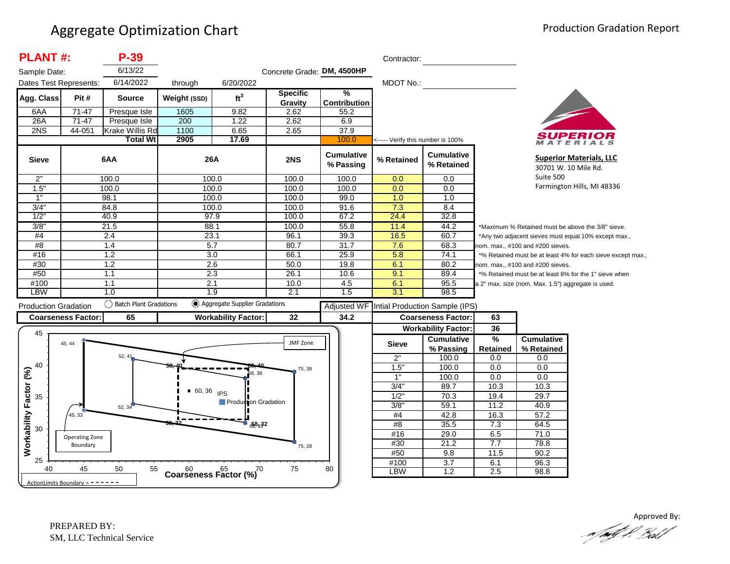# Aggregate Optimization Chart

Production Gradation Report

**PLANT #:** **P-39**

Sample Date: 6/13/22

Dates Test Represents: 6/14/2022 through 6/20/2022

Concrete Grade: **DM, 4500HP**

Contractor:

MDOT No.:

| Agg. Class | Pit # | Source | Weight (SSD) | $ft^3$ | Specific Gravity | % Contribution |
|---|---|---|---|---|---|---|
| 6AA | 71-47 | Presque Isle | 1605 | 9.82 | 2.62 | 55.2 |
| 26A | 71-47 | Presque Isle | 200 | 1.22 | 2.62 | 6.9 |
| 2NS | 44-051 | Krake Willis Rd | 1100 | 6.65 | 2.65 | 37.9 |
| | | **Total Wt** | **2905** | **17.69** | | 100.0 |

<----- Verify this number is 100%

| Sieve | 6AA | 26A | 2NS | Cumulative % Passing | % Retained | Cumulative % Retained |
|---|---|---|---|---|---|---|
| 2" | 100.0 | 100.0 | 100.0 | 100.0 | 0.0 | 0.0 |
| 1.5" | 100.0 | 100.0 | 100.0 | 100.0 | 0.0 | 0.0 |
| 1" | 98.1 | 100.0 | 100.0 | 99.0 | 1.0 | 1.0 |
| 3/4" | 84.8 | 100.0 | 100.0 | 91.6 | 7.3 | 8.4 |
| 1/2" | 40.9 | 97.9 | 100.0 | 67.2 | 24.4 | 32.8 |
| 3/8" | 21.5 | 88.1 | 100.0 | 55.8 | 11.4 | 44.2 |
| #4 | 2.4 | 23.1 | 96.1 | 39.3 | 16.5 | 60.7 |
| #8 | 1.4 | 5.7 | 80.7 | 31.7 | 7.6 | 68.3 |
| #16 | 1.2 | 3.0 | 66.1 | 25.9 | 5.8 | 74.1 |
| #30 | 1.2 | 2.6 | 50.0 | 19.8 | 6.1 | 80.2 |
| #50 | 1.1 | 2.3 | 26.1 | 10.6 | 9.1 | 89.4 |
| #100 | 1.1 | 2.1 | 10.0 | 4.5 | 6.1 | 95.5 |
| LBW | 1.0 | 1.9 | 2.1 | 1.5 | 3.1 | 98.5 |

*Maximum % Retained must be above the 3/8" sieve.
*Any two adjacent sieves must equal 10% except max., nom. max., #100 and #200 sieves.
*% Retained must be at least 4% for each sieve except max., nom. max., #100 and #200 sieves.
*% Retained must be at least 8% for the 1" sieve when a 2" max. size (nom. Max. 1.5") aggregate is used.

Production Gradation ◯ Batch Plant Gradations ◉ Aggregate Supplier Gradations

| Coarseness Factor: | 65 | Workability Factor: | 32 | Adjusted WF | 34.2 |
|---|---|---|---|---|---|

**Intial Production Sample (IPS)**

Coarseness Factor: 63
Workability Factor: 36

| Sieve | Cumulative % Passing | % Retained | Cumulative % Retained |
|---|---|---|---|
| 2" | 100.0 | 0.0 | 0.0 |
| 1.5" | 100.0 | 0.0 | 0.0 |
| 1" | 100.0 | 0.0 | 0.0 |
| 3/4" | 89.7 | 10.3 | 10.3 |
| 1/2" | 70.3 | 19.4 | 29.7 |
| 3/8" | 59.1 | 11.2 | 40.9 |
| #4 | 42.8 | 16.3 | 57.2 |
| #8 | 35.5 | 7.3 | 64.5 |
| #16 | 29.0 | 6.5 | 71.0 |
| #30 | 21.2 | 7.7 | 78.8 |
| #50 | 9.8 | 11.5 | 90.2 |
| #100 | 3.7 | 6.1 | 96.3 |
| LBW | 1.2 | 2.5 | 98.8 |

Superior Materials, LLC
30701 W. 10 Mile Rd.
Suite 500
Farmington Hills, MI 48336

PREPARED BY:
SM, LLC Technical Service

Approved By: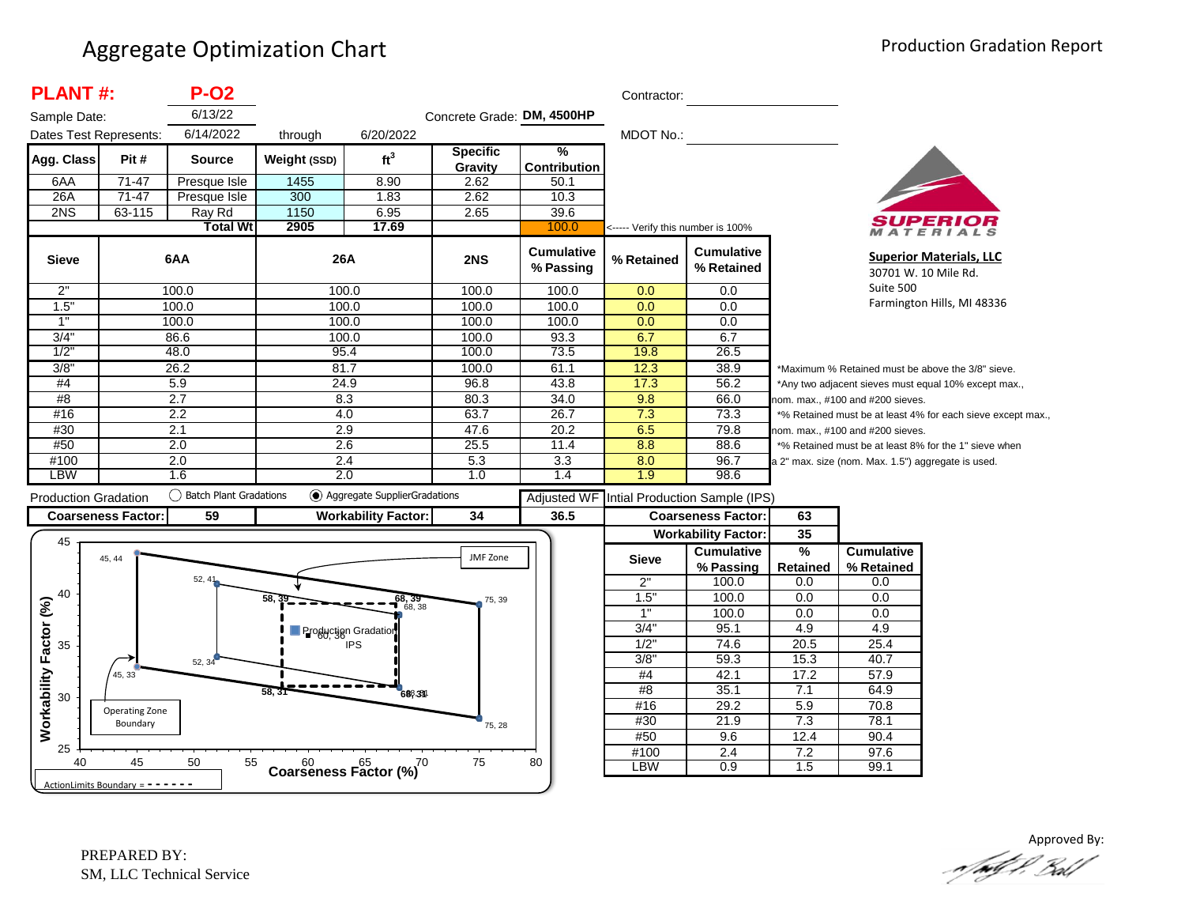# Aggregate Optimization Chart

Production Gradation Report

**PLANT #:** **P-O2**

Sample Date: 6/13/22

Dates Test Represents: 6/14/2022 through 6/20/2022

Concrete Grade: **DM, 4500HP**

Contractor: ____________

MDOT No.: ____________

| Agg. Class | Pit # | Source | Weight (SSD) | $ft^3$ | Specific Gravity | % Contribution |
|---|---|---|---|---|---|---|
| 6AA | 71-47 | Presque Isle | 1455 | 8.90 | 2.62 | 50.1 |
| 26A | 71-47 | Presque Isle | 300 | 1.83 | 2.62 | 10.3 |
| 2NS | 63-115 | Ray Rd | 1150 | 6.95 | 2.65 | 39.6 |
| | | **Total Wt** | **2905** | **17.69** | | 100.0 |

<----- Verify this number is 100%

| Sieve | 6AA | 26A | 2NS | Cumulative % Passing | % Retained | Cumulative % Retained |
|---|---|---|---|---|---|---|
| 2" | 100.0 | 100.0 | 100.0 | 100.0 | 0.0 | 0.0 |
| 1.5" | 100.0 | 100.0 | 100.0 | 100.0 | 0.0 | 0.0 |
| 1" | 100.0 | 100.0 | 100.0 | 100.0 | 0.0 | 0.0 |
| 3/4" | 86.6 | 100.0 | 100.0 | 93.3 | 6.7 | 6.7 |
| 1/2" | 48.0 | 95.4 | 100.0 | 73.5 | 19.8 | 26.5 |
| 3/8" | 26.2 | 81.7 | 100.0 | 61.1 | 12.3 | 38.9 |
| #4 | 5.9 | 24.9 | 96.8 | 43.8 | 17.3 | 56.2 |
| #8 | 2.7 | 8.3 | 80.3 | 34.0 | 9.8 | 66.0 |
| #16 | 2.2 | 4.0 | 63.7 | 26.7 | 7.3 | 73.3 |
| #30 | 2.1 | 2.9 | 47.6 | 20.2 | 6.5 | 79.8 |
| #50 | 2.0 | 2.6 | 25.5 | 11.4 | 8.8 | 88.6 |
| #100 | 2.0 | 2.4 | 5.3 | 3.3 | 8.0 | 96.7 |
| LBW | 1.6 | 2.0 | 1.0 | 1.4 | 1.9 | 98.6 |

*Maximum % Retained must be above the 3/8" sieve.
*Any two adjacent sieves must equal 10% except max., nom. max., #100 and #200 sieves.
*% Retained must be at least 4% for each sieve except max., nom. max., #100 and #200 sieves.
*% Retained must be at least 8% for the 1" sieve when a 2" max. size (nom. Max. 1.5") aggregate is used.

**Superior Materials, LLC**
30701 W. 10 Mile Rd.
Suite 500
Farmington Hills, MI 48336

Production Gradation ◯ Batch Plant Gradations ◉ Aggregate SupplierGradations

| **Coarseness Factor:** | **59** | **Workability Factor:** | **34** | Adjusted WF **36.5** |
|---|---|---|---|---|

Workability Factor (%)
Coarseness Factor (%)
45, 44
52, 41
58, 39
68, 39
68, 38
75, 39
JMF Zone
Production Gradation
60, 36
IPS
52, 34
45, 33
58, 31
68, 31
75, 28
Operating Zone Boundary
ActionLimits Boundary = - - - - - -

Intial Production Sample (IPS)

| | | **Coarseness Factor:** | **63** |
|---|---|---|---|
| | | **Workability Factor:** | **35** |
| **Sieve** | **Cumulative % Passing** | **% Retained** | **Cumulative % Retained** |
| 2" | 100.0 | 0.0 | 0.0 |
| 1.5" | 100.0 | 0.0 | 0.0 |
| 1" | 100.0 | 0.0 | 0.0 |
| 3/4" | 95.1 | 4.9 | 4.9 |
| 1/2" | 74.6 | 20.5 | 25.4 |
| 3/8" | 59.3 | 15.3 | 40.7 |
| #4 | 42.1 | 17.2 | 57.9 |
| #8 | 35.1 | 7.1 | 64.9 |
| #16 | 29.2 | 5.9 | 70.8 |
| #30 | 21.9 | 7.3 | 78.1 |
| #50 | 9.6 | 12.4 | 90.4 |
| #100 | 2.4 | 7.2 | 97.6 |
| LBW | 0.9 | 1.5 | 99.1 |

PREPARED BY:
SM, LLC Technical Service

Approved By: